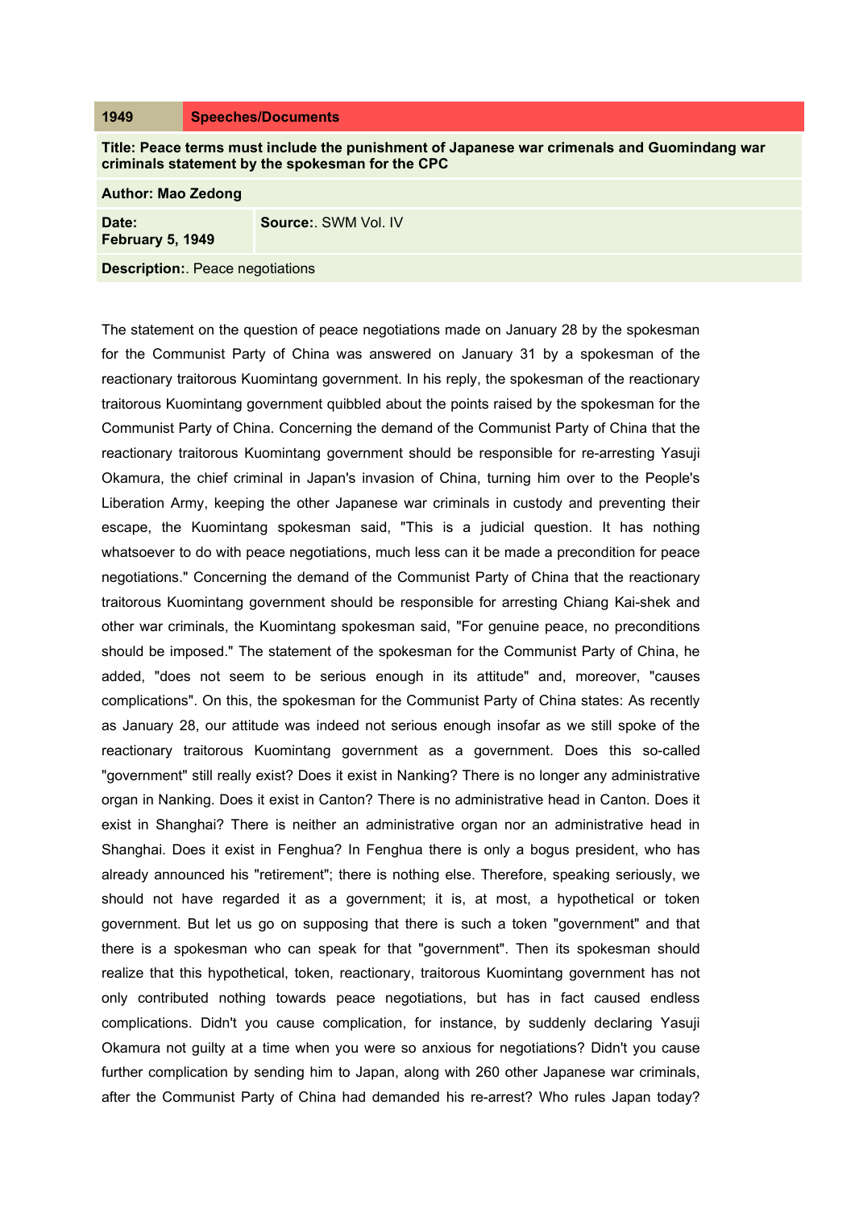| 1949 | Speeches/Documents |
|---|---|

**Title: Peace terms must include the punishment of Japanese war crimenals and Guomindang war criminals statement by the spokesman for the CPC**

**Author: Mao Zedong**

| **Date:** February 5, 1949 | **Source:**. SWM Vol. IV |
|---|---|

**Description:**. Peace negotiations

The statement on the question of peace negotiations made on January 28 by the spokesman for the Communist Party of China was answered on January 31 by a spokesman of the reactionary traitorous Kuomintang government. In his reply, the spokesman of the reactionary traitorous Kuomintang government quibbled about the points raised by the spokesman for the Communist Party of China. Concerning the demand of the Communist Party of China that the reactionary traitorous Kuomintang government should be responsible for re-arresting Yasuji Okamura, the chief criminal in Japan's invasion of China, turning him over to the People's Liberation Army, keeping the other Japanese war criminals in custody and preventing their escape, the Kuomintang spokesman said, "This is a judicial question. It has nothing whatsoever to do with peace negotiations, much less can it be made a precondition for peace negotiations." Concerning the demand of the Communist Party of China that the reactionary traitorous Kuomintang government should be responsible for arresting Chiang Kai-shek and other war criminals, the Kuomintang spokesman said, "For genuine peace, no preconditions should be imposed." The statement of the spokesman for the Communist Party of China, he added, "does not seem to be serious enough in its attitude" and, moreover, "causes complications". On this, the spokesman for the Communist Party of China states: As recently as January 28, our attitude was indeed not serious enough insofar as we still spoke of the reactionary traitorous Kuomintang government as a government. Does this so-called "government" still really exist? Does it exist in Nanking? There is no longer any administrative organ in Nanking. Does it exist in Canton? There is no administrative head in Canton. Does it exist in Shanghai? There is neither an administrative organ nor an administrative head in Shanghai. Does it exist in Fenghua? In Fenghua there is only a bogus president, who has already announced his "retirement"; there is nothing else. Therefore, speaking seriously, we should not have regarded it as a government; it is, at most, a hypothetical or token government. But let us go on supposing that there is such a token "government" and that there is a spokesman who can speak for that "government". Then its spokesman should realize that this hypothetical, token, reactionary, traitorous Kuomintang government has not only contributed nothing towards peace negotiations, but has in fact caused endless complications. Didn't you cause complication, for instance, by suddenly declaring Yasuji Okamura not guilty at a time when you were so anxious for negotiations? Didn't you cause further complication by sending him to Japan, along with 260 other Japanese war criminals, after the Communist Party of China had demanded his re-arrest? Who rules Japan today?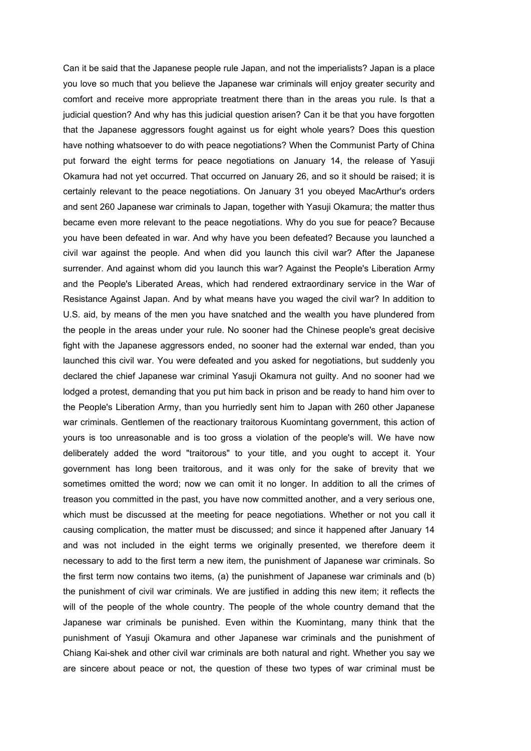Can it be said that the Japanese people rule Japan, and not the imperialists? Japan is a place you love so much that you believe the Japanese war criminals will enjoy greater security and comfort and receive more appropriate treatment there than in the areas you rule. Is that a judicial question? And why has this judicial question arisen? Can it be that you have forgotten that the Japanese aggressors fought against us for eight whole years? Does this question have nothing whatsoever to do with peace negotiations? When the Communist Party of China put forward the eight terms for peace negotiations on January 14, the release of Yasuji Okamura had not yet occurred. That occurred on January 26, and so it should be raised; it is certainly relevant to the peace negotiations. On January 31 you obeyed MacArthur's orders and sent 260 Japanese war criminals to Japan, together with Yasuji Okamura; the matter thus became even more relevant to the peace negotiations. Why do you sue for peace? Because you have been defeated in war. And why have you been defeated? Because you launched a civil war against the people. And when did you launch this civil war? After the Japanese surrender. And against whom did you launch this war? Against the People's Liberation Army and the People's Liberated Areas, which had rendered extraordinary service in the War of Resistance Against Japan. And by what means have you waged the civil war? In addition to U.S. aid, by means of the men you have snatched and the wealth you have plundered from the people in the areas under your rule. No sooner had the Chinese people's great decisive fight with the Japanese aggressors ended, no sooner had the external war ended, than you launched this civil war. You were defeated and you asked for negotiations, but suddenly you declared the chief Japanese war criminal Yasuji Okamura not guilty. And no sooner had we lodged a protest, demanding that you put him back in prison and be ready to hand him over to the People's Liberation Army, than you hurriedly sent him to Japan with 260 other Japanese war criminals. Gentlemen of the reactionary traitorous Kuomintang government, this action of yours is too unreasonable and is too gross a violation of the people's will. We have now deliberately added the word "traitorous" to your title, and you ought to accept it. Your government has long been traitorous, and it was only for the sake of brevity that we sometimes omitted the word; now we can omit it no longer. In addition to all the crimes of treason you committed in the past, you have now committed another, and a very serious one, which must be discussed at the meeting for peace negotiations. Whether or not you call it causing complication, the matter must be discussed; and since it happened after January 14 and was not included in the eight terms we originally presented, we therefore deem it necessary to add to the first term a new item, the punishment of Japanese war criminals. So the first term now contains two items, (a) the punishment of Japanese war criminals and (b) the punishment of civil war criminals. We are justified in adding this new item; it reflects the will of the people of the whole country. The people of the whole country demand that the Japanese war criminals be punished. Even within the Kuomintang, many think that the punishment of Yasuji Okamura and other Japanese war criminals and the punishment of Chiang Kai-shek and other civil war criminals are both natural and right. Whether you say we are sincere about peace or not, the question of these two types of war criminal must be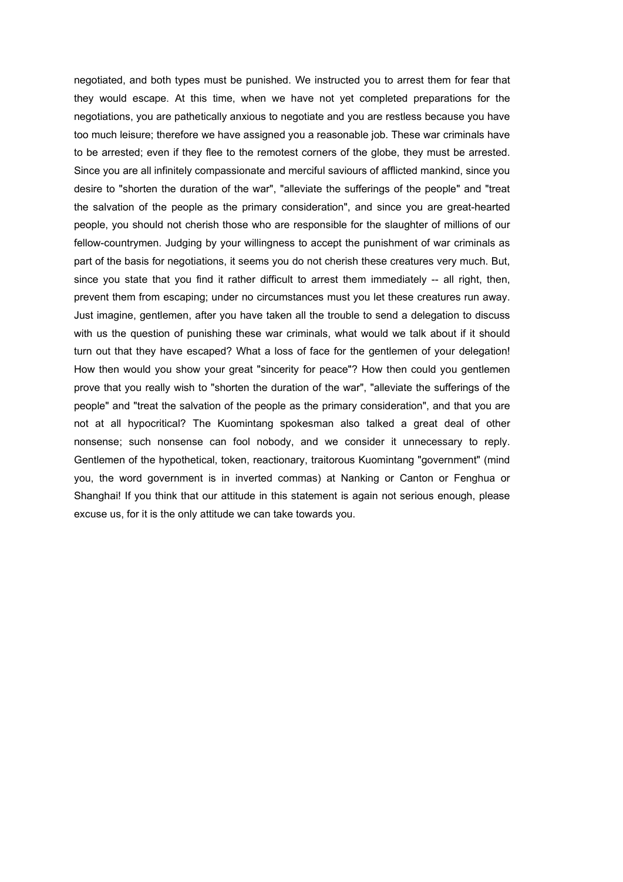negotiated, and both types must be punished. We instructed you to arrest them for fear that they would escape. At this time, when we have not yet completed preparations for the negotiations, you are pathetically anxious to negotiate and you are restless because you have too much leisure; therefore we have assigned you a reasonable job. These war criminals have to be arrested; even if they flee to the remotest corners of the globe, they must be arrested. Since you are all infinitely compassionate and merciful saviours of afflicted mankind, since you desire to "shorten the duration of the war", "alleviate the sufferings of the people" and "treat the salvation of the people as the primary consideration", and since you are great-hearted people, you should not cherish those who are responsible for the slaughter of millions of our fellow-countrymen. Judging by your willingness to accept the punishment of war criminals as part of the basis for negotiations, it seems you do not cherish these creatures very much. But, since you state that you find it rather difficult to arrest them immediately -- all right, then, prevent them from escaping; under no circumstances must you let these creatures run away. Just imagine, gentlemen, after you have taken all the trouble to send a delegation to discuss with us the question of punishing these war criminals, what would we talk about if it should turn out that they have escaped? What a loss of face for the gentlemen of your delegation! How then would you show your great "sincerity for peace"? How then could you gentlemen prove that you really wish to "shorten the duration of the war", "alleviate the sufferings of the people" and "treat the salvation of the people as the primary consideration", and that you are not at all hypocritical? The Kuomintang spokesman also talked a great deal of other nonsense; such nonsense can fool nobody, and we consider it unnecessary to reply. Gentlemen of the hypothetical, token, reactionary, traitorous Kuomintang "government" (mind you, the word government is in inverted commas) at Nanking or Canton or Fenghua or Shanghai! If you think that our attitude in this statement is again not serious enough, please excuse us, for it is the only attitude we can take towards you.